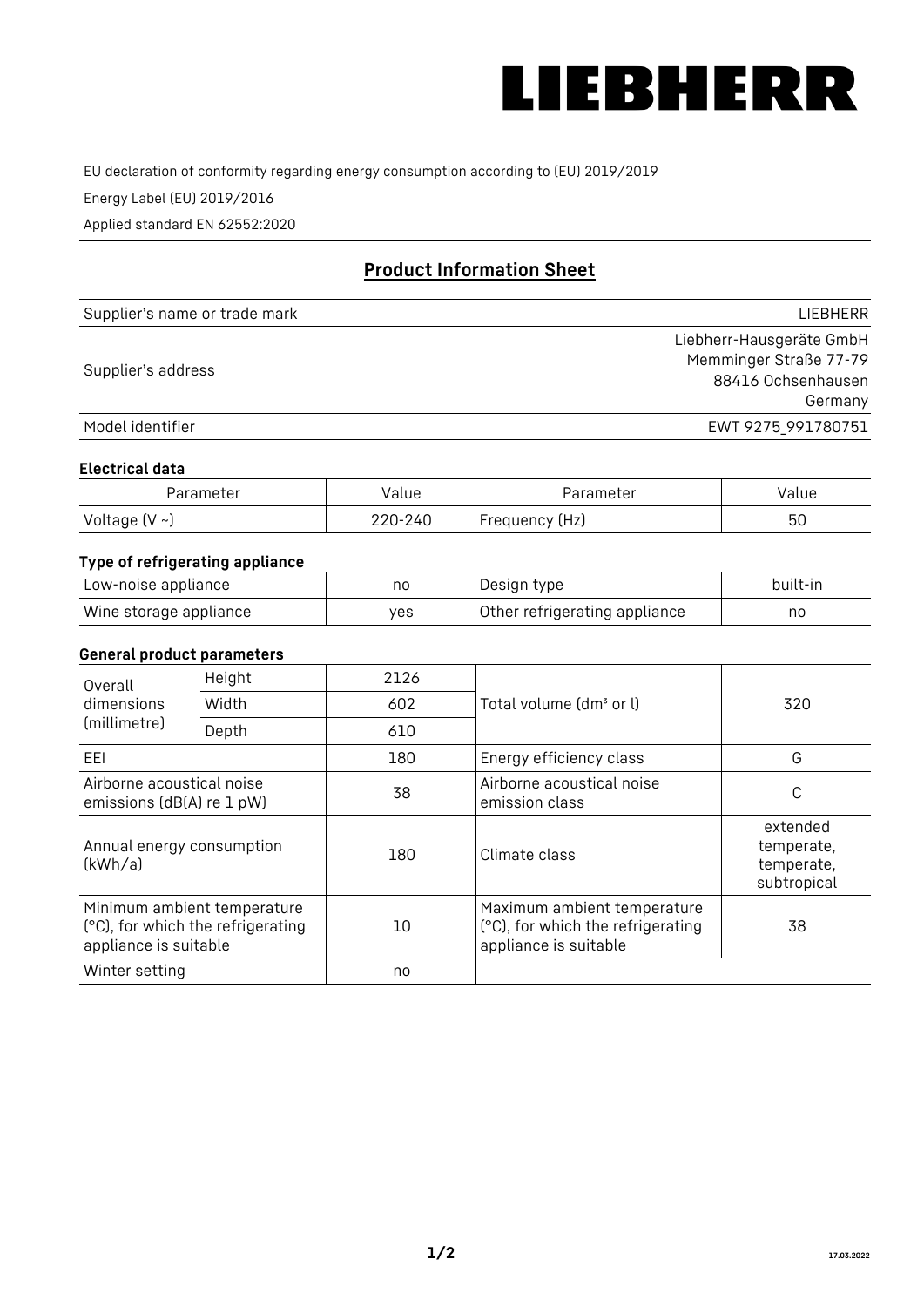LIEBHERR

EU declaration of conformity regarding energy consumption according to (EU) 2019/2019

Energy Label (EU) 2019/2016

Applied standard EN 62552:2020

## Product Information Sheet

| Supplier's name or trade mark | LIEBHERR |
|---|---|
| Supplier's address | Liebherr-Hausgeräte GmbH<br>Memminger Straße 77-79<br>88416 Ochsenhausen<br>Germany |
| Model identifier | EWT 9275_991780751 |

### Electrical data

| Parameter | Value | Parameter | Value |
|---|---|---|---|
| Voltage (V ~) | 220-240 | Frequency (Hz) | 50 |

### Type of refrigerating appliance

| Low-noise appliance | no | Design type | built-in |
|---|---|---|---|
| Wine storage appliance | yes | Other refrigerating appliance | no |

### General product parameters

| Overall dimensions (millimetre) | Height | 2126 | Total volume (dm³ or l) | 320 |
|---|---|---|---|---|
| | Width | 602 | | |
| | Depth | 610 | | |
| EEI | | 180 | Energy efficiency class | G |
| Airborne acoustical noise emissions (dB(A) re 1 pW) | | 38 | Airborne acoustical noise emission class | C |
| Annual energy consumption (kWh/a) | | 180 | Climate class | extended temperate, temperate, subtropical |
| Minimum ambient temperature (°C), for which the refrigerating appliance is suitable | | 10 | Maximum ambient temperature (°C), for which the refrigerating appliance is suitable | 38 |
| Winter setting | | no | | |

17.03.2022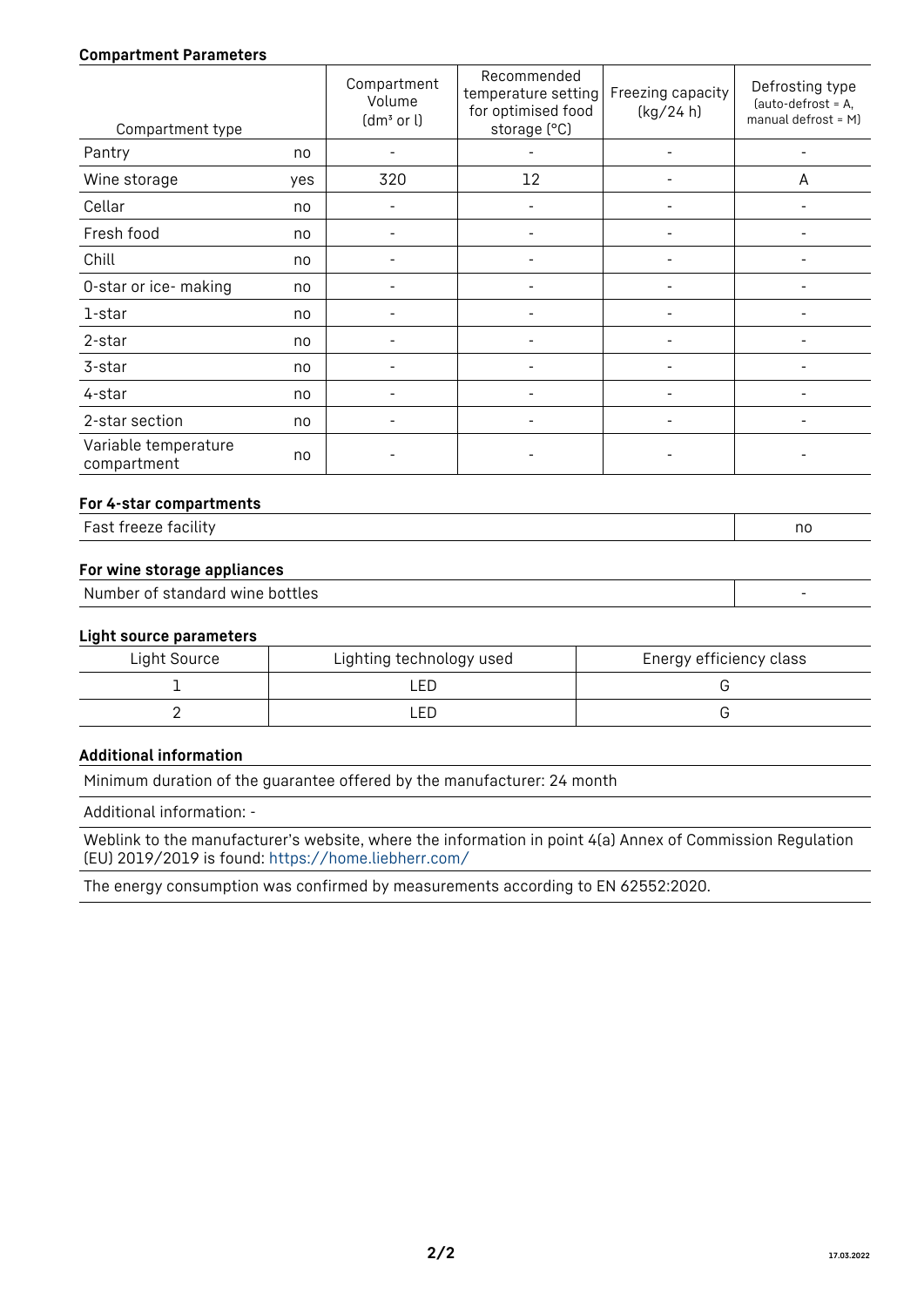**Compartment Parameters**

| Compartment type | | Compartment Volume (dm³ or l) | Recommended temperature setting for optimised food storage (°C) | Freezing capacity (kg/24 h) | Defrosting type (auto-defrost = A, manual defrost = M) |
|---|---|---|---|---|---|
| Pantry | no | - | - | - | - |
| Wine storage | yes | 320 | 12 | - | A |
| Cellar | no | - | - | - | - |
| Fresh food | no | - | - | - | - |
| Chill | no | - | - | - | - |
| 0-star or ice- making | no | - | - | - | - |
| 1-star | no | - | - | - | - |
| 2-star | no | - | - | - | - |
| 3-star | no | - | - | - | - |
| 4-star | no | - | - | - | - |
| 2-star section | no | - | - | - | - |
| Variable temperature compartment | no | - | - | - | - |

**For 4-star compartments**

| | |
|---|---|
| Fast freeze facility | no |

**For wine storage appliances**

| | |
|---|---|
| Number of standard wine bottles | - |

**Light source parameters**

| Light Source | Lighting technology used | Energy efficiency class |
|---|---|---|
| 1 | LED | G |
| 2 | LED | G |

**Additional information**

Minimum duration of the guarantee offered by the manufacturer: 24 month

Additional information: -

Weblink to the manufacturer's website, where the information in point 4(a) Annex of Commission Regulation (EU) 2019/2019 is found: https://home.liebherr.com/

The energy consumption was confirmed by measurements according to EN 62552:2020.

17.03.2022